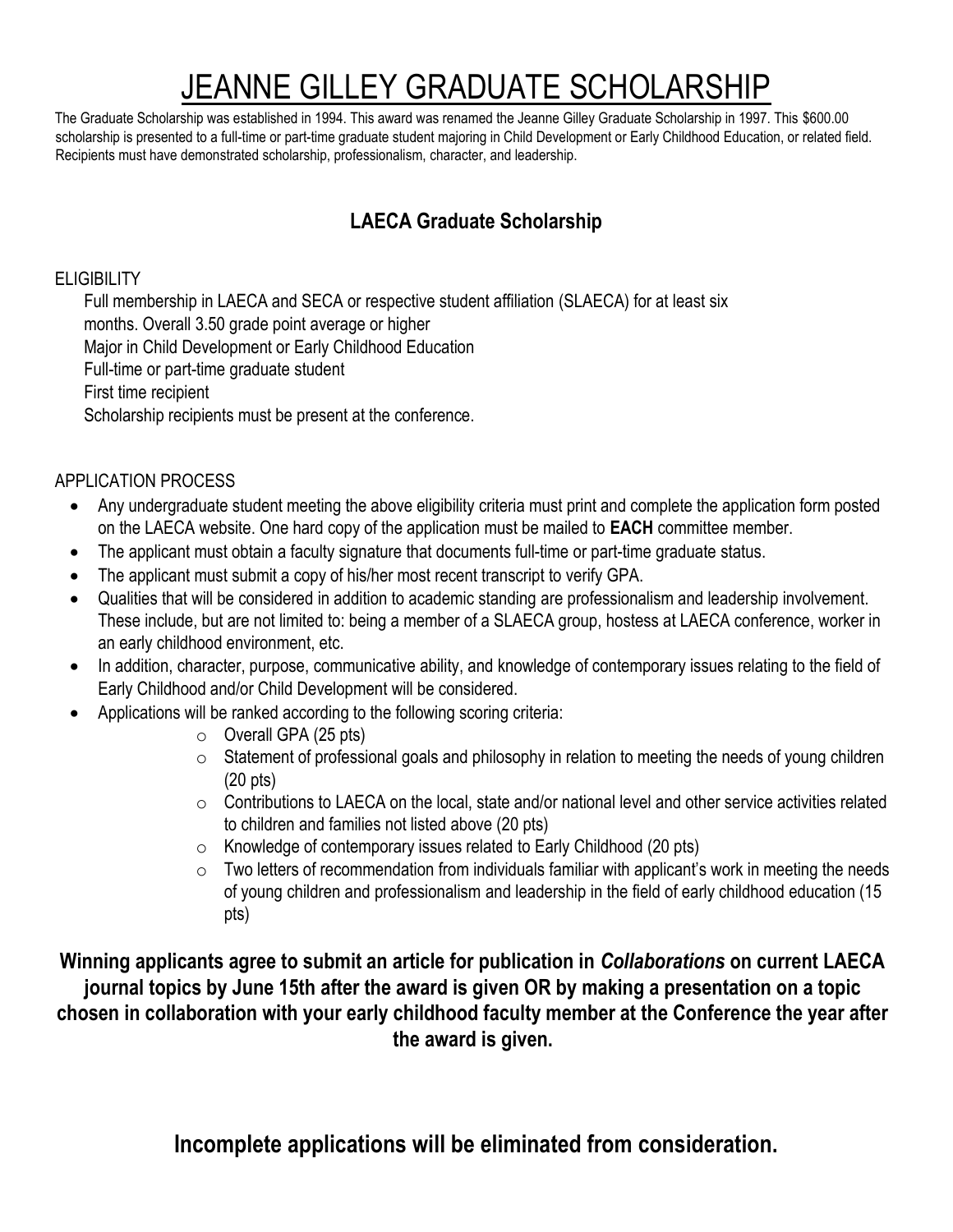# JEANNE GILLEY GRADUATE SCHOLARSHIP

The Graduate Scholarship was established in 1994. This award was renamed the Jeanne Gilley Graduate Scholarship in 1997. This $600.00 scholarship is presented to a full-time or part-time graduate student majoring in Child Development or Early Childhood Education, or related field. Recipients must have demonstrated scholarship, professionalism, character, and leadership.

## LAECA Graduate Scholarship

ELIGIBILITY

Full membership in LAECA and SECA or respective student affiliation (SLAECA) for at least six months. Overall 3.50 grade point average or higher
Major in Child Development or Early Childhood Education
Full-time or part-time graduate student
First time recipient
Scholarship recipients must be present at the conference.

APPLICATION PROCESS

- Any undergraduate student meeting the above eligibility criteria must print and complete the application form posted on the LAECA website. One hard copy of the application must be mailed to **EACH** committee member.
- The applicant must obtain a faculty signature that documents full-time or part-time graduate status.
- The applicant must submit a copy of his/her most recent transcript to verify GPA.
- Qualities that will be considered in addition to academic standing are professionalism and leadership involvement. These include, but are not limited to: being a member of a SLAECA group, hostess at LAECA conference, worker in an early childhood environment, etc.
- In addition, character, purpose, communicative ability, and knowledge of contemporary issues relating to the field of Early Childhood and/or Child Development will be considered.
- Applications will be ranked according to the following scoring criteria:
  - Overall GPA (25 pts)
  - Statement of professional goals and philosophy in relation to meeting the needs of young children (20 pts)
  - Contributions to LAECA on the local, state and/or national level and other service activities related to children and families not listed above (20 pts)
  - Knowledge of contemporary issues related to Early Childhood (20 pts)
  - Two letters of recommendation from individuals familiar with applicant's work in meeting the needs of young children and professionalism and leadership in the field of early childhood education (15 pts)

**Winning applicants agree to submit an article for publication in *Collaborations* on current LAECA journal topics by June 15th after the award is given OR by making a presentation on a topic chosen in collaboration with your early childhood faculty member at the Conference the year after the award is given.**

**Incomplete applications will be eliminated from consideration.**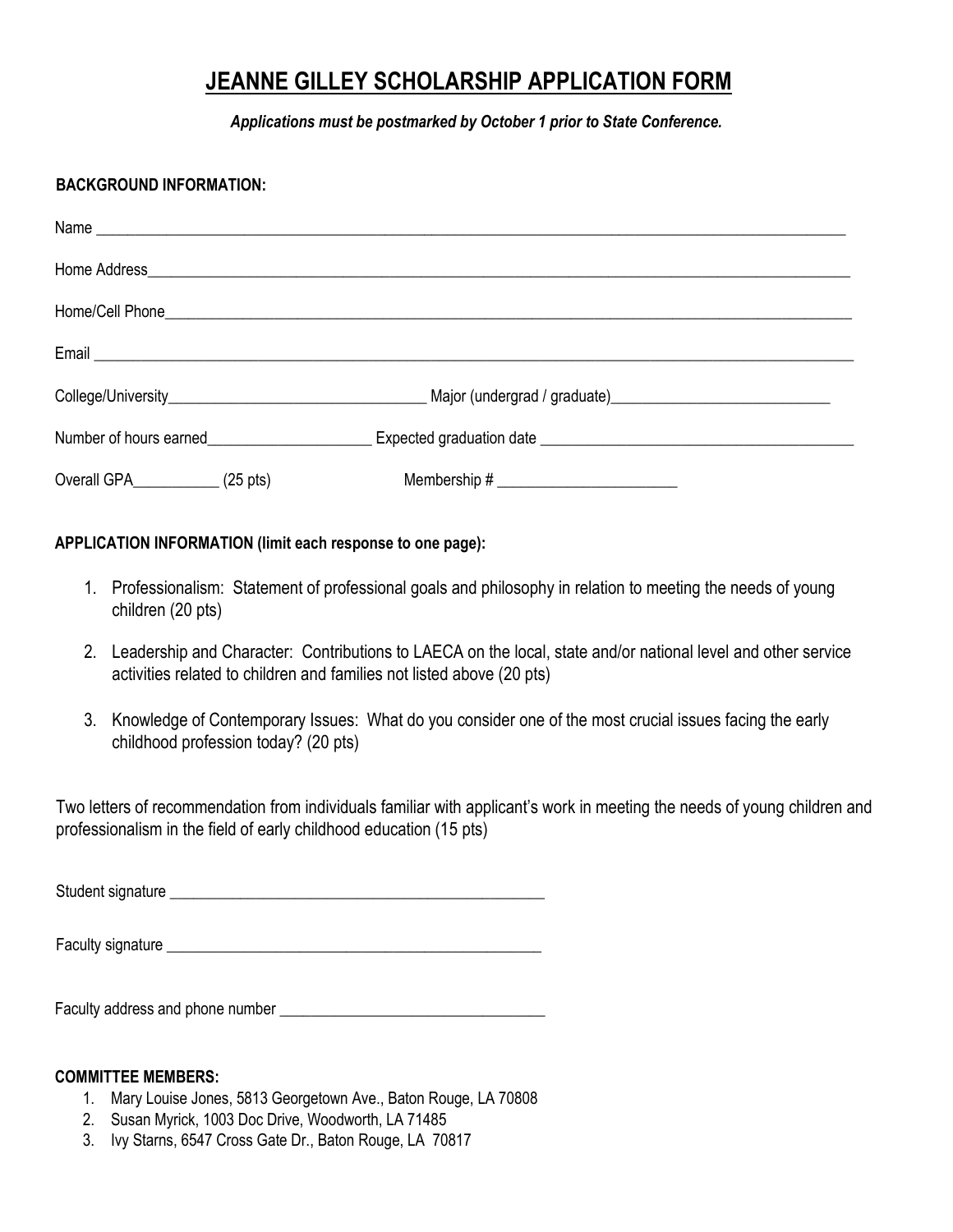# JEANNE GILLEY SCHOLARSHIP APPLICATION FORM

***Applications must be postmarked by October 1 prior to State Conference.***

**BACKGROUND INFORMATION:**

Name ____________________________________________________________________________________________

Home Address______________________________________________________________________________________

Home/Cell Phone____________________________________________________________________________________

Email ____________________________________________________________________________________________

College/University_________________________________ Major (undergrad / graduate)____________________________

Number of hours earned____________________ Expected graduation date ______________________________________

Overall GPA___________ (25 pts) Membership # _______________________

**APPLICATION INFORMATION (limit each response to one page):**

1. Professionalism: Statement of professional goals and philosophy in relation to meeting the needs of young children (20 pts)
2. Leadership and Character: Contributions to LAECA on the local, state and/or national level and other service activities related to children and families not listed above (20 pts)
3. Knowledge of Contemporary Issues: What do you consider one of the most crucial issues facing the early childhood profession today? (20 pts)

Two letters of recommendation from individuals familiar with applicant's work in meeting the needs of young children and professionalism in the field of early childhood education (15 pts)

Student signature _________________________________________________

Faculty signature _________________________________________________

Faculty address and phone number __________________________________

**COMMITTEE MEMBERS:**

1. Mary Louise Jones, 5813 Georgetown Ave., Baton Rouge, LA 70808
2. Susan Myrick, 1003 Doc Drive, Woodworth, LA 71485
3. Ivy Starns, 6547 Cross Gate Dr., Baton Rouge, LA 70817